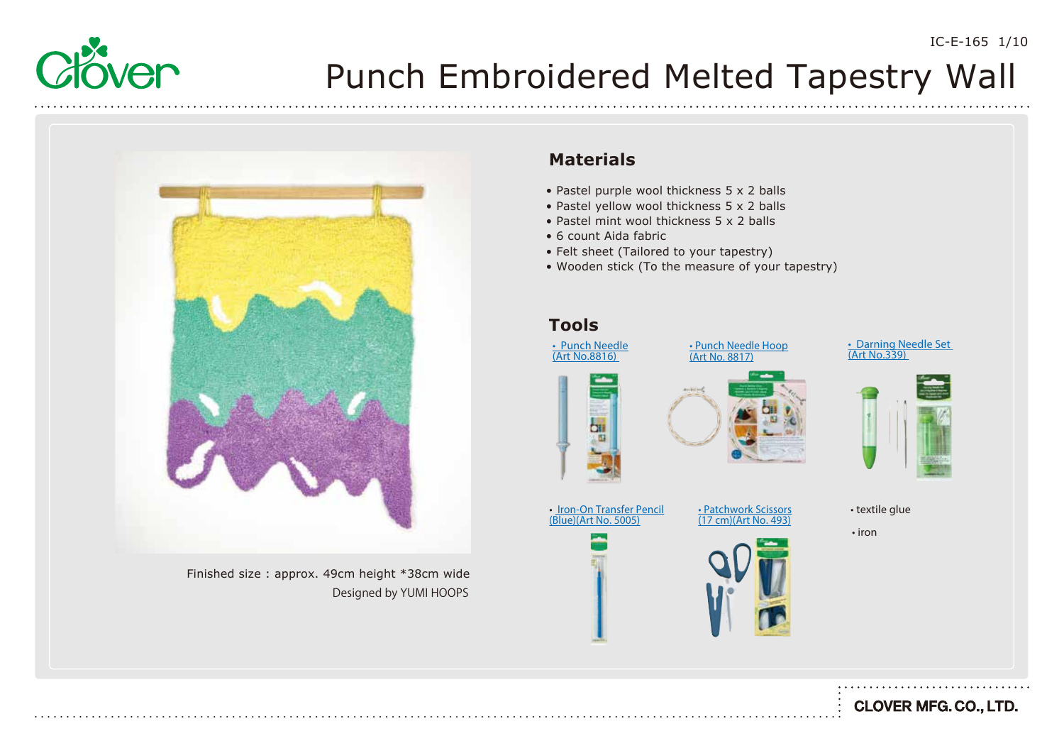# Punch Embroidered Melted Tapestry Wall

Finished size : approx. 49cm height *38cm wide

Designed by YUMI HOOPS

## Materials

- Pastel purple wool thickness 5 x 2 balls
- Pastel yellow wool thickness 5 x 2 balls
- Pastel mint wool thickness 5 x 2 balls
- 6 count Aida fabric
- Felt sheet (Tailored to your tapestry)
- Wooden stick (To the measure of your tapestry)

## Tools

- Punch Needle (Art No.8816)
- Punch Needle Hoop (Art No. 8817)
- Darning Needle Set (Art No.339)
- Iron-On Transfer Pencil (Blue)(Art No. 5005)
- Patchwork Scissors (17 cm)(Art No. 493)
- textile glue
- iron

CLOVER MFG. CO., LTD.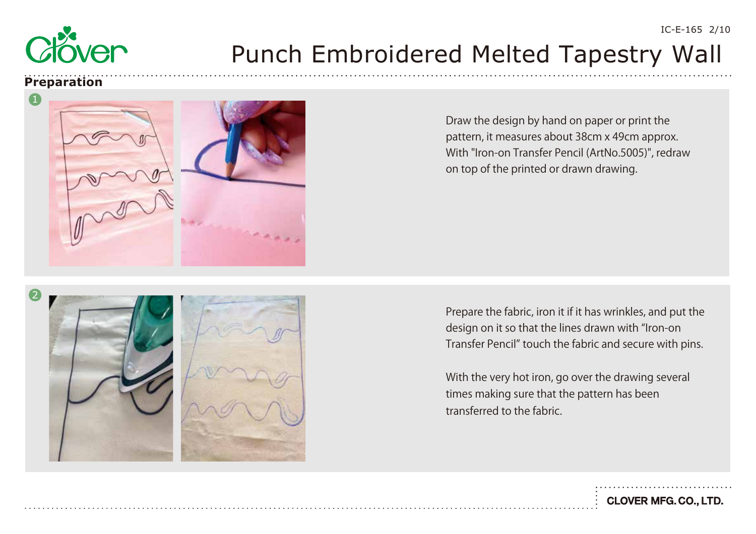# Punch Embroidered Melted Tapestry Wall

## Preparation

1. Draw the design by hand on paper or print the pattern, it measures about 38cm x 49cm approx. With "Iron-on Transfer Pencil (ArtNo.5005)", redraw on top of the printed or drawn drawing.

2. Prepare the fabric, iron it if it has wrinkles, and put the design on it so that the lines drawn with "Iron-on Transfer Pencil" touch the fabric and secure with pins.

   With the very hot iron, go over the drawing several times making sure that the pattern has been transferred to the fabric.

CLOVER MFG. CO., LTD.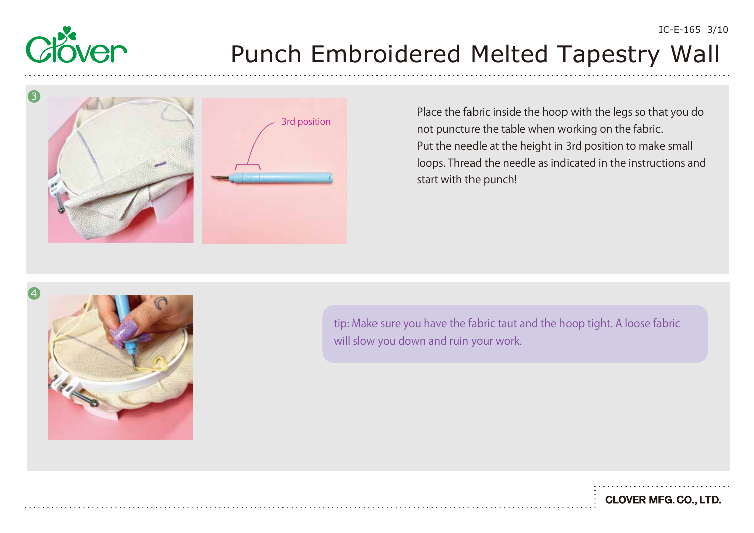# Punch Embroidered Melted Tapestry Wall

3

3rd position

Place the fabric inside the hoop with the legs so that you do not puncture the table when working on the fabric.
Put the needle at the height in 3rd position to make small loops. Thread the needle as indicated in the instructions and start with the punch!

4

tip: Make sure you have the fabric taut and the hoop tight. A loose fabric will slow you down and ruin your work.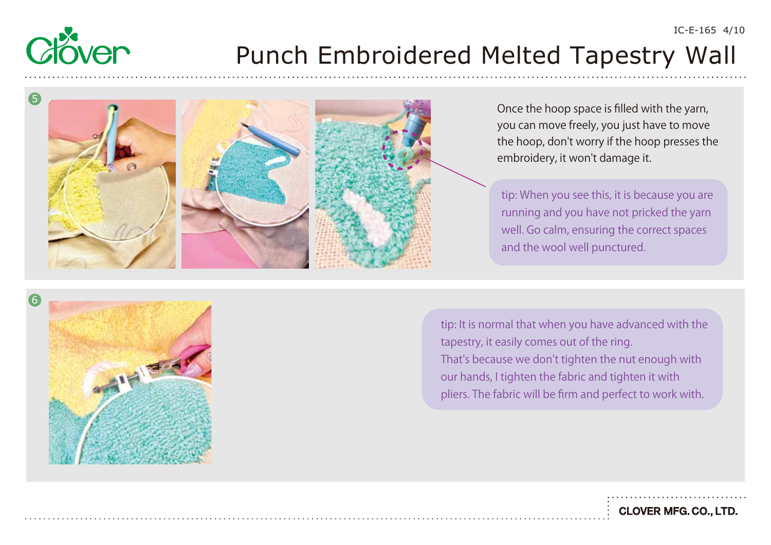5

Once the hoop space is filled with the yarn, you can move freely, you just have to move the hoop, don't worry if the hoop presses the embroidery, it won't damage it.

tip: When you see this, it is because you are running and you have not pricked the yarn well. Go calm, ensuring the correct spaces and the wool well punctured.

6

tip: It is normal that when you have advanced with the tapestry, it easily comes out of the ring.
That's because we don't tighten the nut enough with our hands, I tighten the fabric and tighten it with pliers. The fabric will be firm and perfect to work with.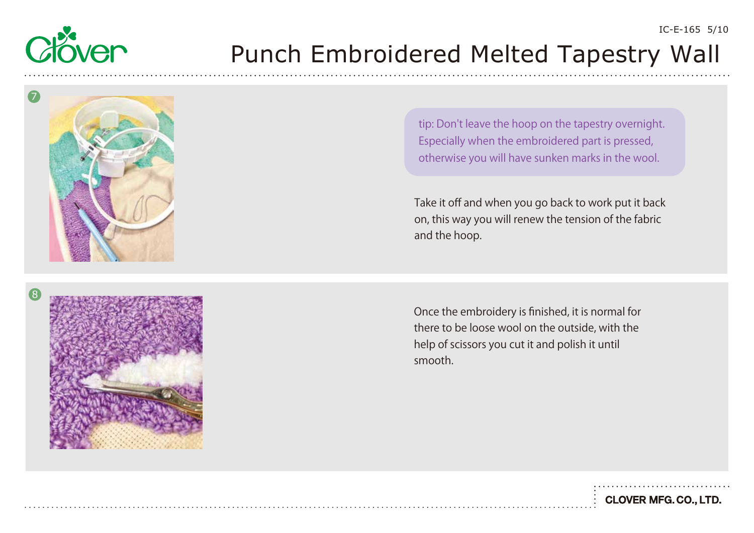# Punch Embroidered Melted Tapestry Wall

7

tip: Don't leave the hoop on the tapestry overnight. Especially when the embroidered part is pressed, otherwise you will have sunken marks in the wool.

Take it off and when you go back to work put it back on, this way you will renew the tension of the fabric and the hoop.

8

Once the embroidery is finished, it is normal for there to be loose wool on the outside, with the help of scissors you cut it and polish it until smooth.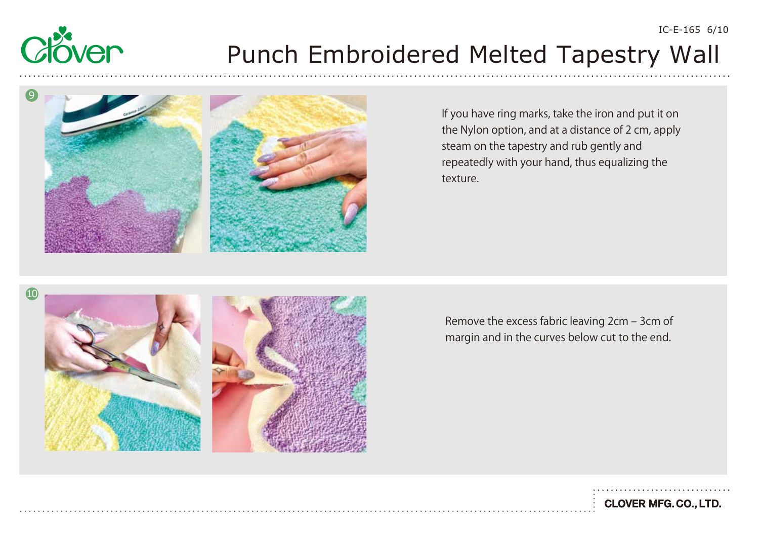# Punch Embroidered Melted Tapestry Wall

9

If you have ring marks, take the iron and put it on the Nylon option, and at a distance of 2 cm, apply steam on the tapestry and rub gently and repeatedly with your hand, thus equalizing the texture.

10

Remove the excess fabric leaving 2cm – 3cm of margin and in the curves below cut to the end.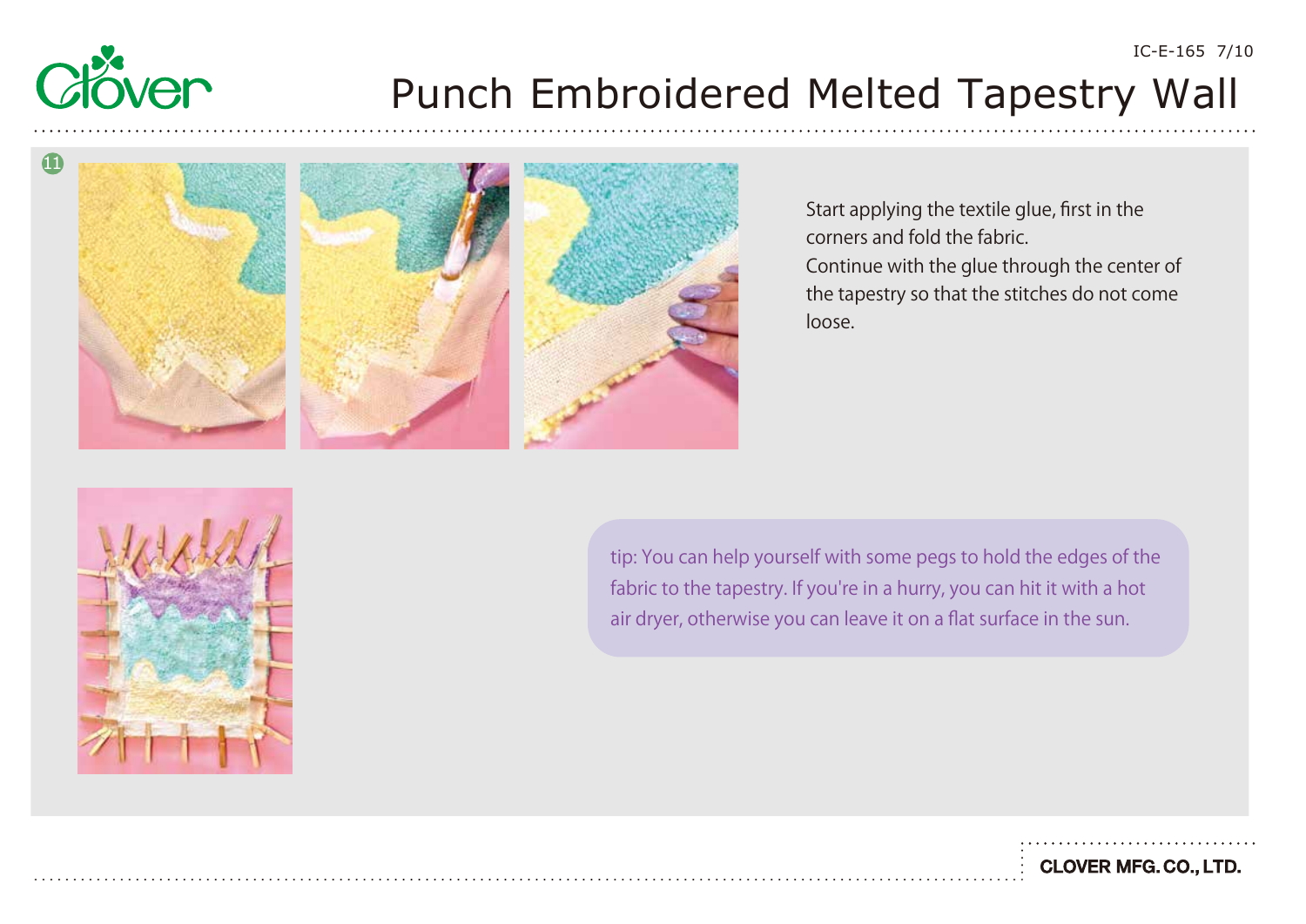11

Start applying the textile glue, first in the corners and fold the fabric.
Continue with the glue through the center of the tapestry so that the stitches do not come loose.

tip: You can help yourself with some pegs to hold the edges of the fabric to the tapestry. If you're in a hurry, you can hit it with a hot air dryer, otherwise you can leave it on a flat surface in the sun.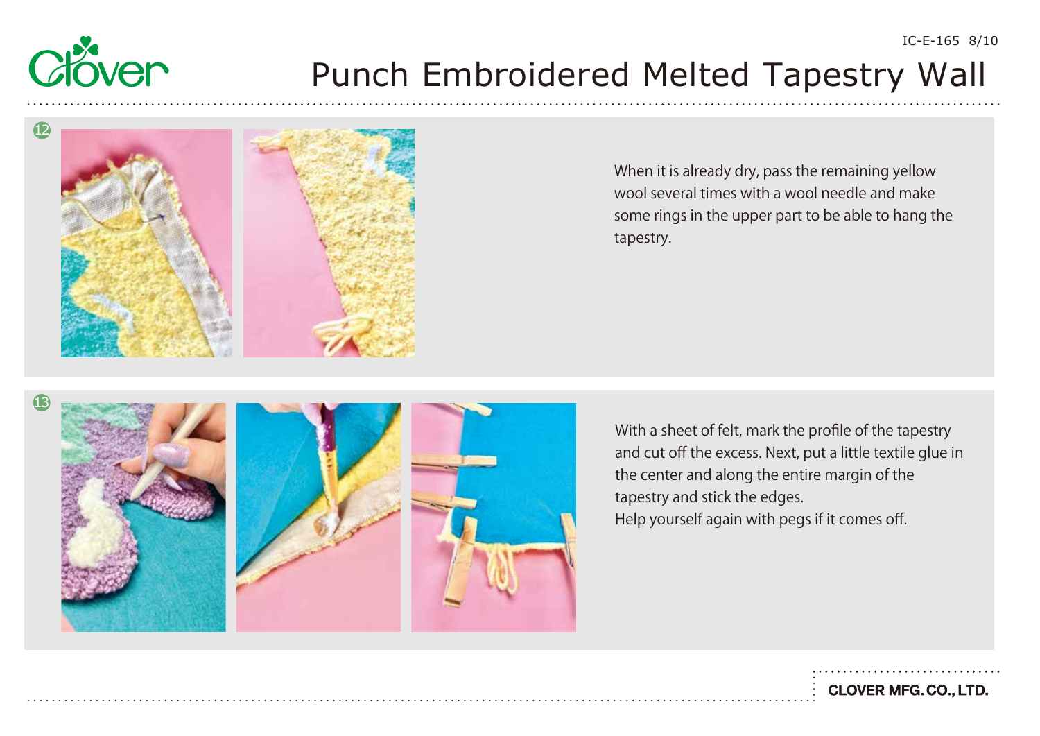# Punch Embroidered Melted Tapestry Wall

12

When it is already dry, pass the remaining yellow wool several times with a wool needle and make some rings in the upper part to be able to hang the tapestry.

13

With a sheet of felt, mark the profile of the tapestry and cut off the excess. Next, put a little textile glue in the center and along the entire margin of the tapestry and stick the edges.
Help yourself again with pegs if it comes off.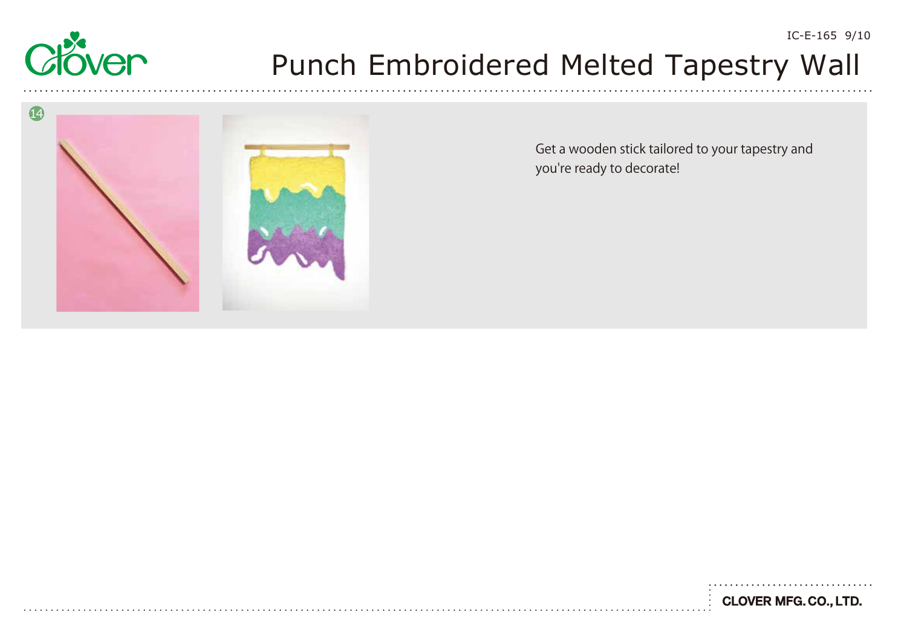# Punch Embroidered Melted Tapestry Wall

14

Get a wooden stick tailored to your tapestry and you're ready to decorate!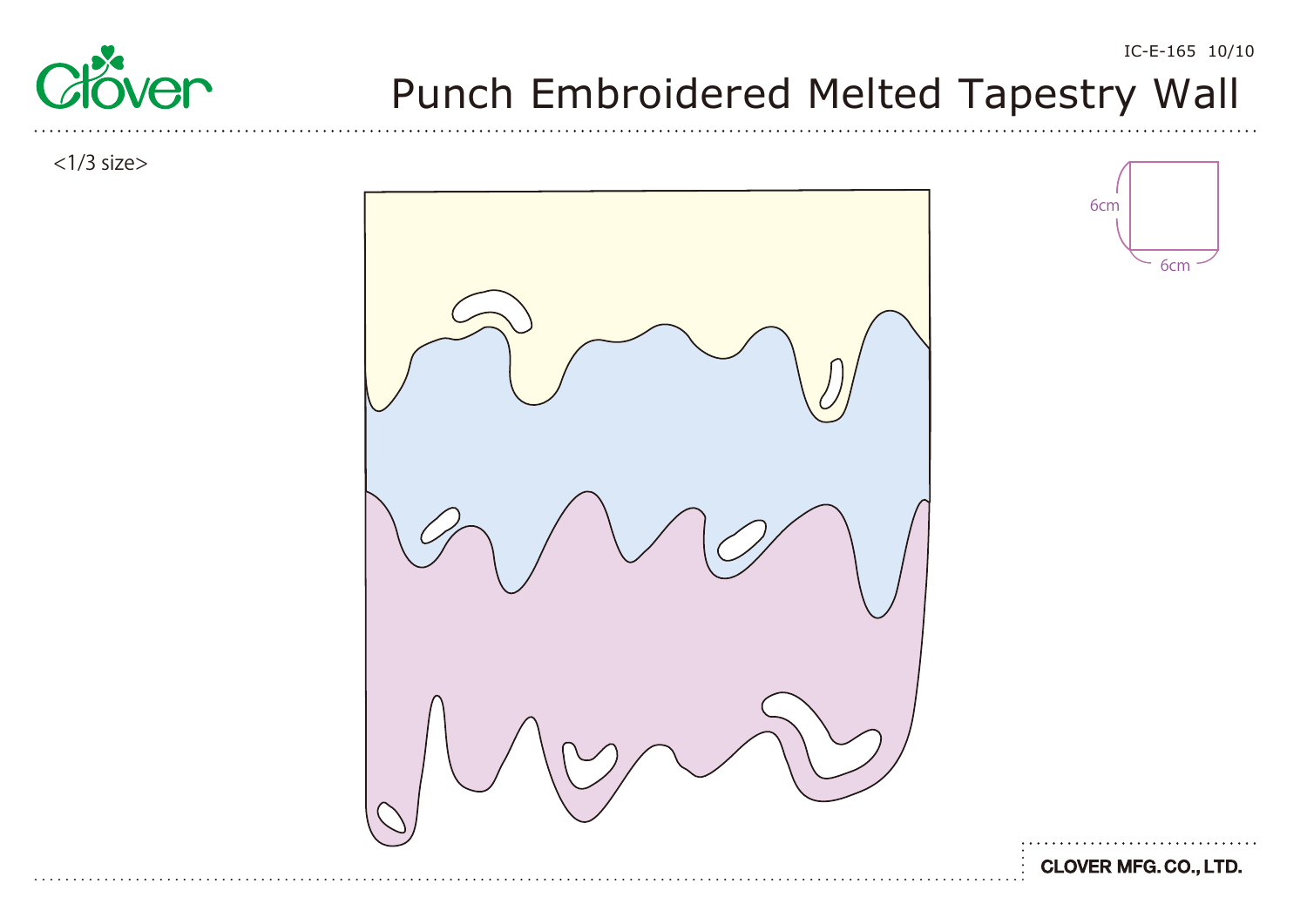# Punch Embroidered Melted Tapestry Wall

<1/3 size>

6cm

6cm

CLOVER MFG. CO., LTD.